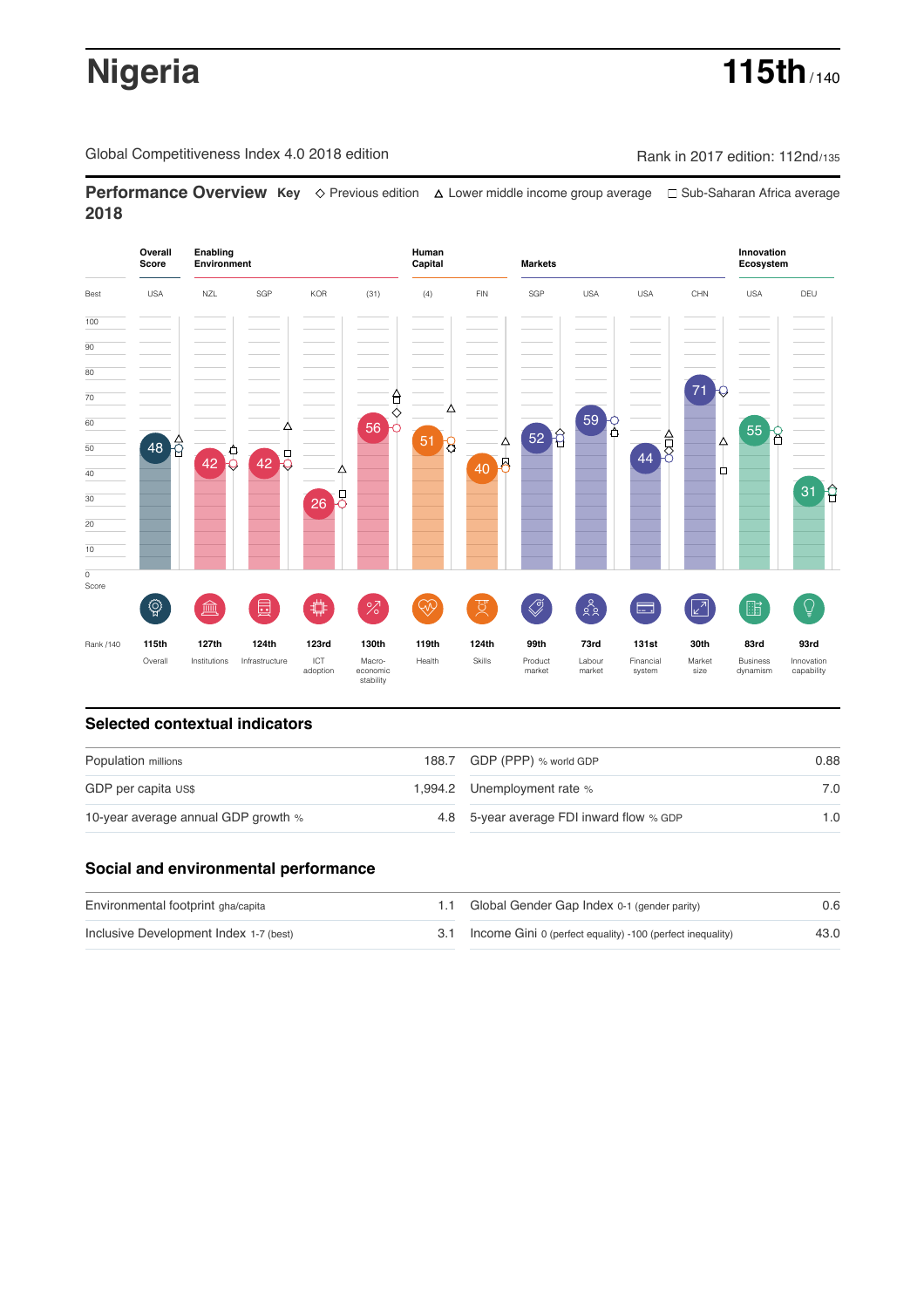# Nigeria

**115th** /140

Global Competitiveness Index 4.0 2018 edition

Rank in 2017 edition: 112nd/135

## Performance Overview 2018

**Key** ◇ Previous edition △ Lower middle income group average □ Sub-Saharan Africa average

| | Overall Score | Enabling Environment | | | | Human Capital | | Markets | | | | Innovation Ecosystem | |
|---|---|---|---|---|---|---|---|---|---|---|---|---|---|
| Best | USA | NZL | SGP | KOR | (31) | (4) | FIN | SGP | USA | USA | CHN | USA | DEU |
| Score | 48 | 42 | 42 | 26 | 56 | 51 | 40 | 52 | 59 | 44 | 71 | 55 | 31 |
| Rank /140 | 115th | 127th | 124th | 123rd | 130th | 119th | 124th | 99th | 73rd | 131st | 30th | 83rd | 93rd |
| | Overall | Institutions | Infrastructure | ICT adoption | Macro-economic stability | Health | Skills | Product market | Labour market | Financial system | Market size | Business dynamism | Innovation capability |

## Selected contextual indicators

| | | | |
|---|---|---|---|
| Population millions | 188.7 | GDP (PPP) % world GDP | 0.88 |
| GDP per capita US$ | 1,994.2 | Unemployment rate % | 7.0 |
| 10-year average annual GDP growth % | 4.8 | 5-year average FDI inward flow % GDP | 1.0 |

## Social and environmental performance

| | | | |
|---|---|---|---|
| Environmental footprint gha/capita | 1.1 | Global Gender Gap Index 0-1 (gender parity) | 0.6 |
| Inclusive Development Index 1-7 (best) | 3.1 | Income Gini 0 (perfect equality) -100 (perfect inequality) | 43.0 |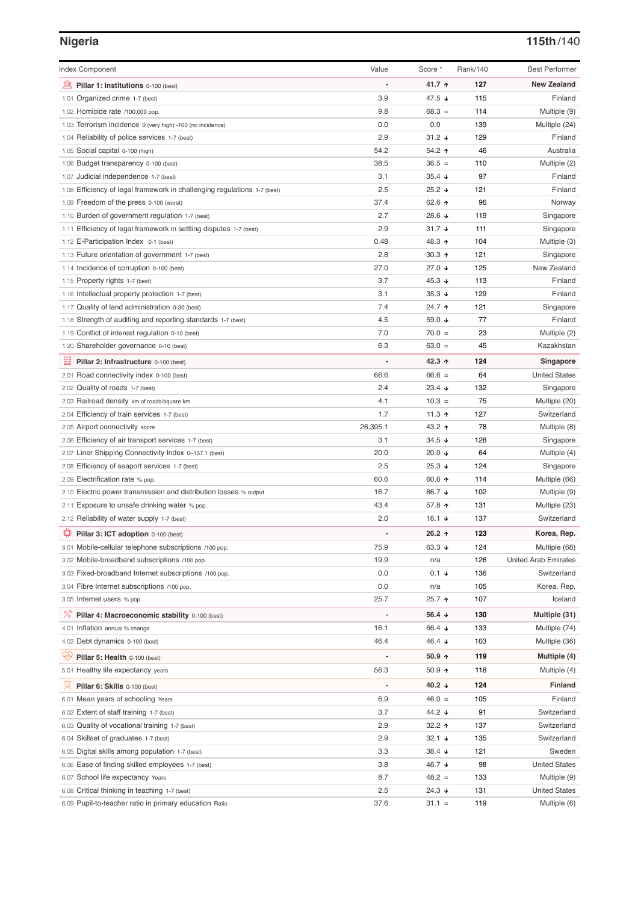## Nigeria

**115th/140**

| Index Component | Value | Score * | Rank/140 | Best Performer |
|---|---|---|---|---|
| **Pillar 1: Institutions** 0-100 (best) | - | **41.7 ↑** | **127** | **New Zealand** |
| 1.01 Organized crime 1-7 (best) | 3.9 | 47.5 ↓ | 115 | Finland |
| 1.02 Homicide rate /100,000 pop. | 9.8 | 68.3 = | 114 | Multiple (9) |
| 1.03 Terrorism incidence 0 (very high) -100 (no incidence) | 0.0 | 0.0 | 139 | Multiple (24) |
| 1.04 Reliability of police services 1-7 (best) | 2.9 | 31.2 ↓ | 129 | Finland |
| 1.05 Social capital 0-100 (high) | 54.2 | 54.2 ↑ | 46 | Australia |
| 1.06 Budget transparency 0-100 (best) | 38.5 | 38.5 = | 110 | Multiple (2) |
| 1.07 Judicial independence 1-7 (best) | 3.1 | 35.4 ↓ | 97 | Finland |
| 1.08 Efficiency of legal framework in challenging regulations 1-7 (best) | 2.5 | 25.2 ↓ | 121 | Finland |
| 1.09 Freedom of the press 0-100 (worst) | 37.4 | 62.6 ↑ | 96 | Norway |
| 1.10 Burden of government regulation 1-7 (best) | 2.7 | 28.6 ↓ | 119 | Singapore |
| 1.11 Efficiency of legal framework in settling disputes 1-7 (best) | 2.9 | 31.7 ↓ | 111 | Singapore |
| 1.12 E-Participation Index 0-1 (best) | 0.48 | 48.3 ↑ | 104 | Multiple (3) |
| 1.13 Future orientation of government 1-7 (best) | 2.8 | 30.3 ↑ | 121 | Singapore |
| 1.14 Incidence of corruption 0-100 (best) | 27.0 | 27.0 ↓ | 125 | New Zealand |
| 1.15 Property rights 1-7 (best) | 3.7 | 45.3 ↓ | 113 | Finland |
| 1.16 Intellectual property protection 1-7 (best) | 3.1 | 35.3 ↓ | 129 | Finland |
| 1.17 Quality of land administration 0-30 (best) | 7.4 | 24.7 ↑ | 121 | Singapore |
| 1.18 Strength of auditing and reporting standards 1-7 (best) | 4.5 | 59.0 ↓ | 77 | Finland |
| 1.19 Conflict of interest regulation 0-10 (best) | 7.0 | 70.0 = | 23 | Multiple (2) |
| 1.20 Shareholder governance 0-10 (best) | 6.3 | 63.0 = | 45 | Kazakhstan |
| **Pillar 2: Infrastructure** 0-100 (best) | - | **42.3 ↑** | **124** | **Singapore** |
| 2.01 Road connectivity index 0-100 (best) | 66.6 | 66.6 = | 64 | United States |
| 2.02 Quality of roads 1-7 (best) | 2.4 | 23.4 ↓ | 132 | Singapore |
| 2.03 Railroad density km of roads/square km | 4.1 | 10.3 = | 75 | Multiple (20) |
| 2.04 Efficiency of train services 1-7 (best) | 1.7 | 11.3 ↑ | 127 | Switzerland |
| 2.05 Airport connectivity score | 26,395.1 | 43.2 ↑ | 78 | Multiple (8) |
| 2.06 Efficiency of air transport services 1-7 (best) | 3.1 | 34.5 ↓ | 128 | Singapore |
| 2.07 Liner Shipping Connectivity Index 0–157.1 (best) | 20.0 | 20.0 ↓ | 64 | Multiple (4) |
| 2.08 Efficiency of seaport services 1-7 (best) | 2.5 | 25.3 ↓ | 124 | Singapore |
| 2.09 Electrification rate % pop. | 60.6 | 60.6 ↑ | 114 | Multiple (66) |
| 2.10 Electric power transmission and distribution losses % output | 16.7 | 86.7 ↓ | 102 | Multiple (9) |
| 2.11 Exposure to unsafe drinking water % pop. | 43.4 | 57.8 ↑ | 131 | Multiple (23) |
| 2.12 Reliability of water supply 1-7 (best) | 2.0 | 16.1 ↓ | 137 | Switzerland |
| **Pillar 3: ICT adoption** 0-100 (best) | - | **26.2 ↑** | **123** | **Korea, Rep.** |
| 3.01 Mobile-cellular telephone subscriptions /100 pop. | 75.9 | 63.3 ↓ | 124 | Multiple (68) |
| 3.02 Mobile-broadband subscriptions /100 pop. | 19.9 | n/a | 126 | United Arab Emirates |
| 3.03 Fixed-broadband Internet subscriptions /100 pop. | 0.0 | 0.1 ↓ | 136 | Switzerland |
| 3.04 Fibre Internet subscriptions /100 pop. | 0.0 | n/a | 105 | Korea, Rep. |
| 3.05 Internet users % pop. | 25.7 | 25.7 ↑ | 107 | Iceland |
| **Pillar 4: Macroeconomic stability** 0-100 (best) | - | **56.4 ↓** | **130** | **Multiple (31)** |
| 4.01 Inflation annual % change | 16.1 | 66.4 ↓ | 133 | Multiple (74) |
| 4.02 Debt dynamics 0-100 (best) | 46.4 | 46.4 ↓ | 103 | Multiple (36) |
| **Pillar 5: Health** 0-100 (best) | - | **50.9 ↑** | **119** | **Multiple (4)** |
| 5.01 Healthy life expectancy years | 56.3 | 50.9 ↑ | 118 | Multiple (4) |
| **Pillar 6: Skills** 0-100 (best) | - | **40.2 ↓** | **124** | **Finland** |
| 6.01 Mean years of schooling Years | 6.9 | 46.0 = | 105 | Finland |
| 6.02 Extent of staff training 1-7 (best) | 3.7 | 44.2 ↓ | 91 | Switzerland |
| 6.03 Quality of vocational training 1-7 (best) | 2.9 | 32.2 ↑ | 137 | Switzerland |
| 6.04 Skillset of graduates 1-7 (best) | 2.9 | 32.1 ↓ | 135 | Switzerland |
| 6.05 Digital skills among population 1-7 (best) | 3.3 | 38.4 ↓ | 121 | Sweden |
| 6.06 Ease of finding skilled employees 1-7 (best) | 3.8 | 46.7 ↓ | 98 | United States |
| 6.07 School life expectancy Years | 8.7 | 48.2 = | 133 | Multiple (9) |
| 6.08 Critical thinking in teaching 1-7 (best) | 2.5 | 24.3 ↓ | 131 | United States |
| 6.09 Pupil-to-teacher ratio in primary education Ratio | 37.6 | 31.1 = | 119 | Multiple (6) |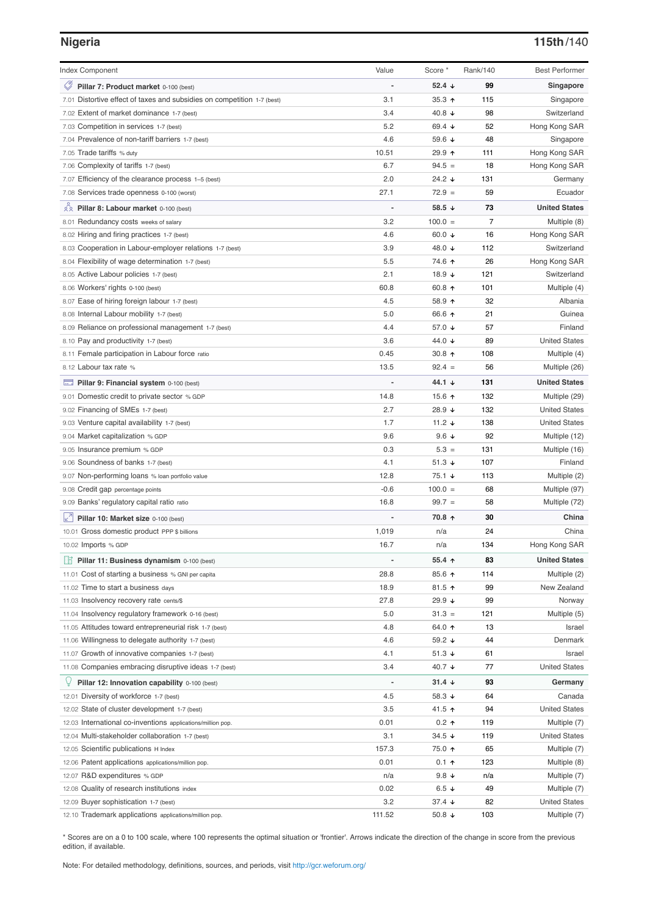## Nigeria

**115th**/140

| Index Component | Value | Score * | Rank/140 | Best Performer |
|---|---|---|---|---|
| **Pillar 7: Product market** 0-100 (best) | - | **52.4 ↓** | **99** | **Singapore** |
| 7.01 Distortive effect of taxes and subsidies on competition 1-7 (best) | 3.1 | 35.3 ↑ | 115 | Singapore |
| 7.02 Extent of market dominance 1-7 (best) | 3.4 | 40.8 ↓ | 98 | Switzerland |
| 7.03 Competition in services 1-7 (best) | 5.2 | 69.4 ↓ | 52 | Hong Kong SAR |
| 7.04 Prevalence of non-tariff barriers 1-7 (best) | 4.6 | 59.6 ↓ | 48 | Singapore |
| 7.05 Trade tariffs % duty | 10.51 | 29.9 ↑ | 111 | Hong Kong SAR |
| 7.06 Complexity of tariffs 1-7 (best) | 6.7 | 94.5 = | 18 | Hong Kong SAR |
| 7.07 Efficiency of the clearance process 1–5 (best) | 2.0 | 24.2 ↓ | 131 | Germany |
| 7.08 Services trade openness 0-100 (worst) | 27.1 | 72.9 = | 59 | Ecuador |
| **Pillar 8: Labour market** 0-100 (best) | - | **58.5 ↓** | **73** | **United States** |
| 8.01 Redundancy costs weeks of salary | 3.2 | 100.0 = | 7 | Multiple (8) |
| 8.02 Hiring and firing practices 1-7 (best) | 4.6 | 60.0 ↓ | 16 | Hong Kong SAR |
| 8.03 Cooperation in Labour-employer relations 1-7 (best) | 3.9 | 48.0 ↓ | 112 | Switzerland |
| 8.04 Flexibility of wage determination 1-7 (best) | 5.5 | 74.6 ↑ | 26 | Hong Kong SAR |
| 8.05 Active Labour policies 1-7 (best) | 2.1 | 18.9 ↓ | 121 | Switzerland |
| 8.06 Workers' rights 0-100 (best) | 60.8 | 60.8 ↑ | 101 | Multiple (4) |
| 8.07 Ease of hiring foreign labour 1-7 (best) | 4.5 | 58.9 ↑ | 32 | Albania |
| 8.08 Internal Labour mobility 1-7 (best) | 5.0 | 66.6 ↑ | 21 | Guinea |
| 8.09 Reliance on professional management 1-7 (best) | 4.4 | 57.0 ↓ | 57 | Finland |
| 8.10 Pay and productivity 1-7 (best) | 3.6 | 44.0 ↓ | 89 | United States |
| 8.11 Female participation in Labour force ratio | 0.45 | 30.8 ↑ | 108 | Multiple (4) |
| 8.12 Labour tax rate % | 13.5 | 92.4 = | 56 | Multiple (26) |
| **Pillar 9: Financial system** 0-100 (best) | - | **44.1 ↓** | **131** | **United States** |
| 9.01 Domestic credit to private sector % GDP | 14.8 | 15.6 ↑ | 132 | Multiple (29) |
| 9.02 Financing of SMEs 1-7 (best) | 2.7 | 28.9 ↓ | 132 | United States |
| 9.03 Venture capital availability 1-7 (best) | 1.7 | 11.2 ↓ | 138 | United States |
| 9.04 Market capitalization % GDP | 9.6 | 9.6 ↓ | 92 | Multiple (12) |
| 9.05 Insurance premium % GDP | 0.3 | 5.3 = | 131 | Multiple (16) |
| 9.06 Soundness of banks 1-7 (best) | 4.1 | 51.3 ↓ | 107 | Finland |
| 9.07 Non-performing loans % loan portfolio value | 12.8 | 75.1 ↓ | 113 | Multiple (2) |
| 9.08 Credit gap percentage points | -0.6 | 100.0 = | 68 | Multiple (97) |
| 9.09 Banks' regulatory capital ratio ratio | 16.8 | 99.7 = | 58 | Multiple (72) |
| **Pillar 10: Market size** 0-100 (best) | - | **70.8 ↑** | **30** | **China** |
| 10.01 Gross domestic product PPP $ billions | 1,019 | n/a | 24 | China |
| 10.02 Imports % GDP | 16.7 | n/a | 134 | Hong Kong SAR |
| **Pillar 11: Business dynamism** 0-100 (best) | - | **55.4 ↑** | **83** | **United States** |
| 11.01 Cost of starting a business % GNI per capita | 28.8 | 85.6 ↑ | 114 | Multiple (2) |
| 11.02 Time to start a business days | 18.9 | 81.5 ↑ | 99 | New Zealand |
| 11.03 Insolvency recovery rate cents/$ | 27.8 | 29.9 ↓ | 99 | Norway |
| 11.04 Insolvency regulatory framework 0-16 (best) | 5.0 | 31.3 = | 121 | Multiple (5) |
| 11.05 Attitudes toward entrepreneurial risk 1-7 (best) | 4.8 | 64.0 ↑ | 13 | Israel |
| 11.06 Willingness to delegate authority 1-7 (best) | 4.6 | 59.2 ↓ | 44 | Denmark |
| 11.07 Growth of innovative companies 1-7 (best) | 4.1 | 51.3 ↓ | 61 | Israel |
| 11.08 Companies embracing disruptive ideas 1-7 (best) | 3.4 | 40.7 ↓ | 77 | United States |
| **Pillar 12: Innovation capability** 0-100 (best) | - | **31.4 ↓** | **93** | **Germany** |
| 12.01 Diversity of workforce 1-7 (best) | 4.5 | 58.3 ↓ | 64 | Canada |
| 12.02 State of cluster development 1-7 (best) | 3.5 | 41.5 ↑ | 94 | United States |
| 12.03 International co-inventions applications/million pop. | 0.01 | 0.2 ↑ | 119 | Multiple (7) |
| 12.04 Multi-stakeholder collaboration 1-7 (best) | 3.1 | 34.5 ↓ | 119 | United States |
| 12.05 Scientific publications H Index | 157.3 | 75.0 ↑ | 65 | Multiple (7) |
| 12.06 Patent applications applications/million pop. | 0.01 | 0.1 ↑ | 123 | Multiple (8) |
| 12.07 R&D expenditures % GDP | n/a | 9.8 ↓ | n/a | Multiple (7) |
| 12.08 Quality of research institutions index | 0.02 | 6.5 ↓ | 49 | Multiple (7) |
| 12.09 Buyer sophistication 1-7 (best) | 3.2 | 37.4 ↓ | 82 | United States |
| 12.10 Trademark applications applications/million pop. | 111.52 | 50.8 ↓ | 103 | Multiple (7) |

* Scores are on a 0 to 100 scale, where 100 represents the optimal situation or 'frontier'. Arrows indicate the direction of the change in score from the previous edition, if available.

Note: For detailed methodology, definitions, sources, and periods, visit http://gcr.weforum.org/